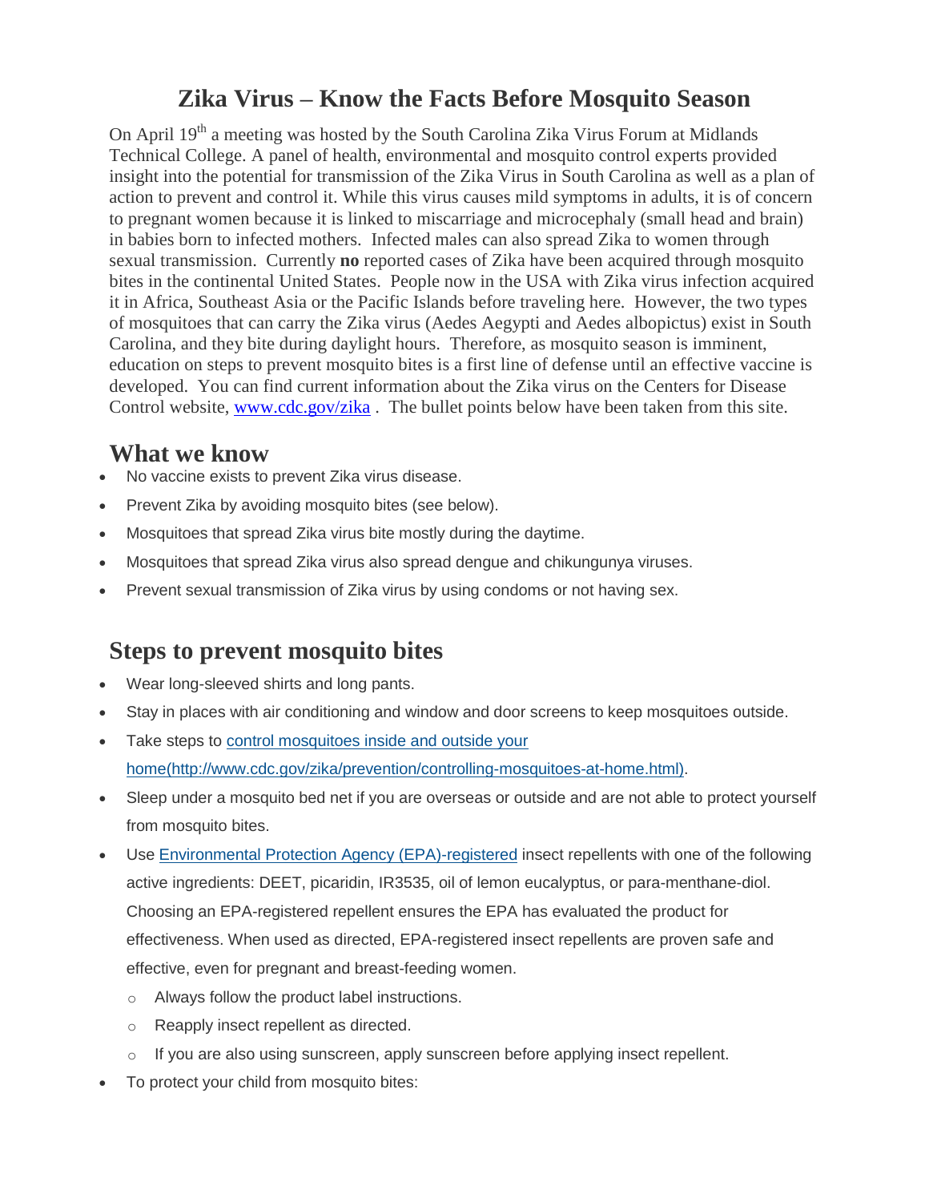# Zika Virus – Know the Facts Before Mosquito Season

On April 19th a meeting was hosted by the South Carolina Zika Virus Forum at Midlands Technical College. A panel of health, environmental and mosquito control experts provided insight into the potential for transmission of the Zika Virus in South Carolina as well as a plan of action to prevent and control it. While this virus causes mild symptoms in adults, it is of concern to pregnant women because it is linked to miscarriage and microcephaly (small head and brain) in babies born to infected mothers. Infected males can also spread Zika to women through sexual transmission. Currently **no** reported cases of Zika have been acquired through mosquito bites in the continental United States. People now in the USA with Zika virus infection acquired it in Africa, Southeast Asia or the Pacific Islands before traveling here. However, the two types of mosquitoes that can carry the Zika virus (Aedes Aegypti and Aedes albopictus) exist in South Carolina, and they bite during daylight hours. Therefore, as mosquito season is imminent, education on steps to prevent mosquito bites is a first line of defense until an effective vaccine is developed. You can find current information about the Zika virus on the Centers for Disease Control website, [www.cdc.gov/zika](www.cdc.gov/zika) . The bullet points below have been taken from this site.

## What we know

- No vaccine exists to prevent Zika virus disease.
- Prevent Zika by avoiding mosquito bites (see below).
- Mosquitoes that spread Zika virus bite mostly during the daytime.
- Mosquitoes that spread Zika virus also spread dengue and chikungunya viruses.
- Prevent sexual transmission of Zika virus by using condoms or not having sex.

## Steps to prevent mosquito bites

- Wear long-sleeved shirts and long pants.
- Stay in places with air conditioning and window and door screens to keep mosquitoes outside.
- Take steps to [control mosquitoes inside and outside your home(http://www.cdc.gov/zika/prevention/controlling-mosquitoes-at-home.html)](http://www.cdc.gov/zika/prevention/controlling-mosquitoes-at-home.html).
- Sleep under a mosquito bed net if you are overseas or outside and are not able to protect yourself from mosquito bites.
- Use Environmental Protection Agency (EPA)-registered insect repellents with one of the following active ingredients: DEET, picaridin, IR3535, oil of lemon eucalyptus, or para-menthane-diol. Choosing an EPA-registered repellent ensures the EPA has evaluated the product for effectiveness. When used as directed, EPA-registered insect repellents are proven safe and effective, even for pregnant and breast-feeding women.
  - Always follow the product label instructions.
  - Reapply insect repellent as directed.
  - If you are also using sunscreen, apply sunscreen before applying insect repellent.
- To protect your child from mosquito bites: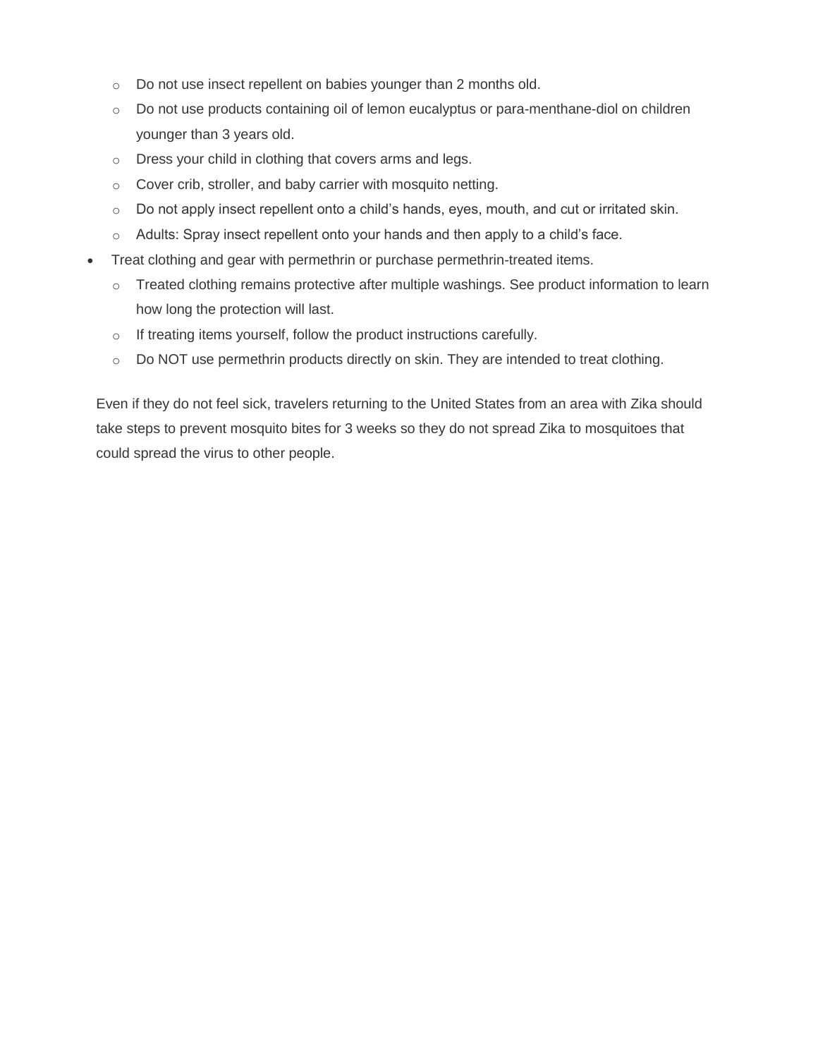- Do not use insect repellent on babies younger than 2 months old.
  - Do not use products containing oil of lemon eucalyptus or para-menthane-diol on children younger than 3 years old.
  - Dress your child in clothing that covers arms and legs.
  - Cover crib, stroller, and baby carrier with mosquito netting.
  - Do not apply insect repellent onto a child's hands, eyes, mouth, and cut or irritated skin.
  - Adults: Spray insect repellent onto your hands and then apply to a child's face.
- Treat clothing and gear with permethrin or purchase permethrin-treated items.
  - Treated clothing remains protective after multiple washings. See product information to learn how long the protection will last.
  - If treating items yourself, follow the product instructions carefully.
  - Do NOT use permethrin products directly on skin. They are intended to treat clothing.

Even if they do not feel sick, travelers returning to the United States from an area with Zika should take steps to prevent mosquito bites for 3 weeks so they do not spread Zika to mosquitoes that could spread the virus to other people.